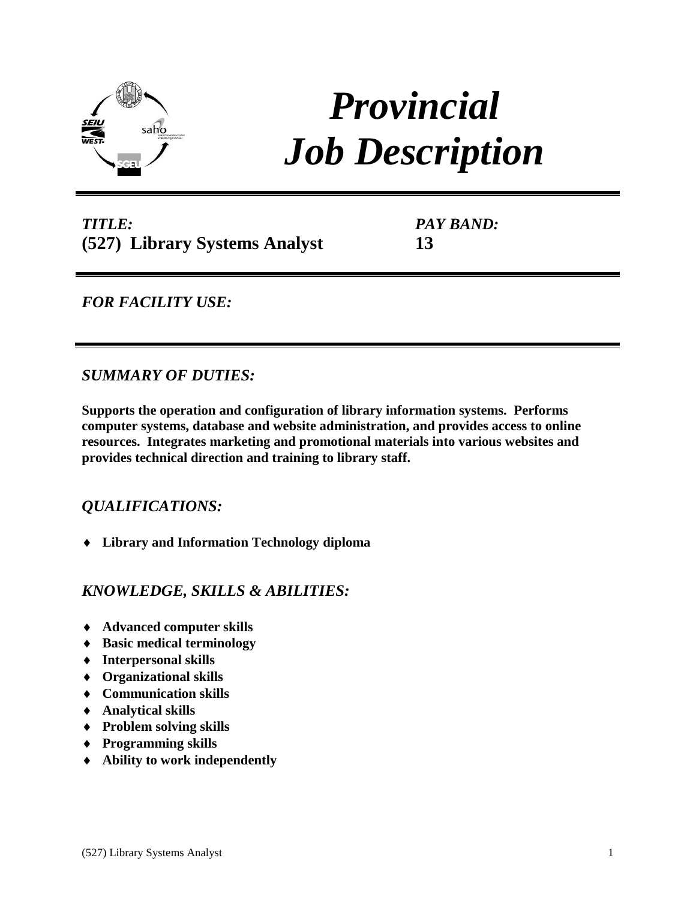# *Provincial Job Description*

***TITLE:***
**(527) Library Systems Analyst**

***PAY BAND:***
**13**

***FOR FACILITY USE:***

## *SUMMARY OF DUTIES:*

**Supports the operation and configuration of library information systems. Performs computer systems, database and website administration, and provides access to online resources. Integrates marketing and promotional materials into various websites and provides technical direction and training to library staff.**

## *QUALIFICATIONS:*

- **Library and Information Technology diploma**

## *KNOWLEDGE, SKILLS & ABILITIES:*

- **Advanced computer skills**
- **Basic medical terminology**
- **Interpersonal skills**
- **Organizational skills**
- **Communication skills**
- **Analytical skills**
- **Problem solving skills**
- **Programming skills**
- **Ability to work independently**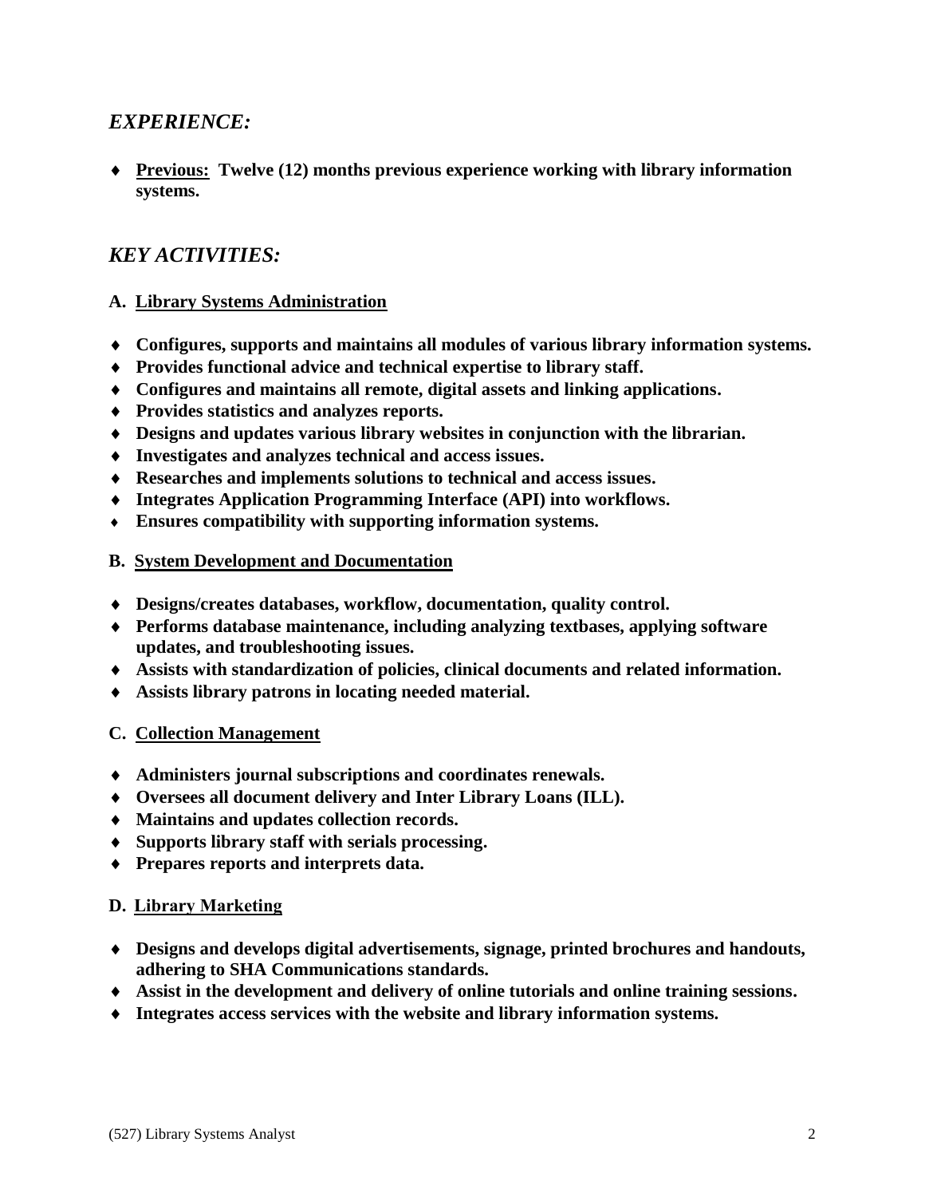## *EXPERIENCE:*

- **Previous: Twelve (12) months previous experience working with library information systems.**

## *KEY ACTIVITIES:*

### A. Library Systems Administration

- **Configures, supports and maintains all modules of various library information systems.**
- **Provides functional advice and technical expertise to library staff.**
- **Configures and maintains all remote, digital assets and linking applications.**
- **Provides statistics and analyzes reports.**
- **Designs and updates various library websites in conjunction with the librarian.**
- **Investigates and analyzes technical and access issues.**
- **Researches and implements solutions to technical and access issues.**
- **Integrates Application Programming Interface (API) into workflows.**
- **Ensures compatibility with supporting information systems.**

### B. System Development and Documentation

- **Designs/creates databases, workflow, documentation, quality control.**
- **Performs database maintenance, including analyzing textbases, applying software updates, and troubleshooting issues.**
- **Assists with standardization of policies, clinical documents and related information.**
- **Assists library patrons in locating needed material.**

### C. Collection Management

- **Administers journal subscriptions and coordinates renewals.**
- **Oversees all document delivery and Inter Library Loans (ILL).**
- **Maintains and updates collection records.**
- **Supports library staff with serials processing.**
- **Prepares reports and interprets data.**

### D. Library Marketing

- **Designs and develops digital advertisements, signage, printed brochures and handouts, adhering to SHA Communications standards.**
- **Assist in the development and delivery of online tutorials and online training sessions.**
- **Integrates access services with the website and library information systems.**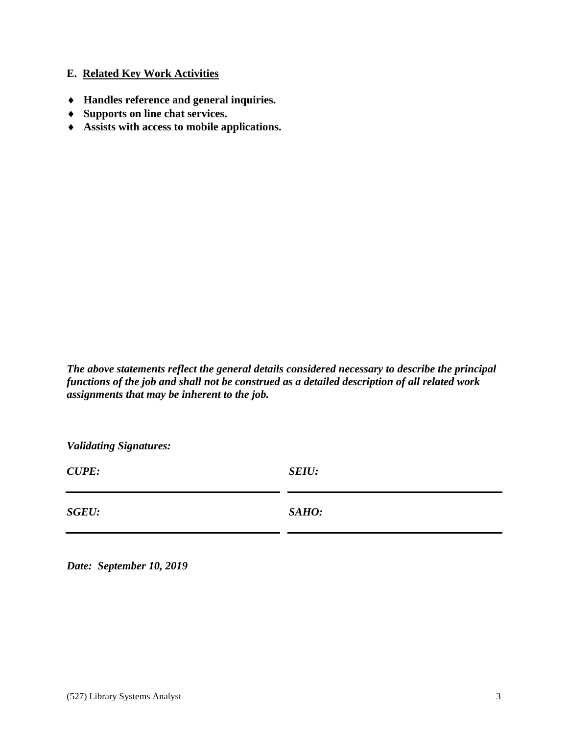**E. Related Key Work Activities**

- **Handles reference and general inquiries.**
- **Supports on line chat services.**
- **Assists with access to mobile applications.**

***The above statements reflect the general details considered necessary to describe the principal functions of the job and shall not be construed as a detailed description of all related work assignments that may be inherent to the job.***

***Validating Signatures:***

| | |
|---|---|
| ***CUPE:*** | ***SEIU:*** |
| ***SGEU:*** | ***SAHO:*** |

***Date: September 10, 2019***